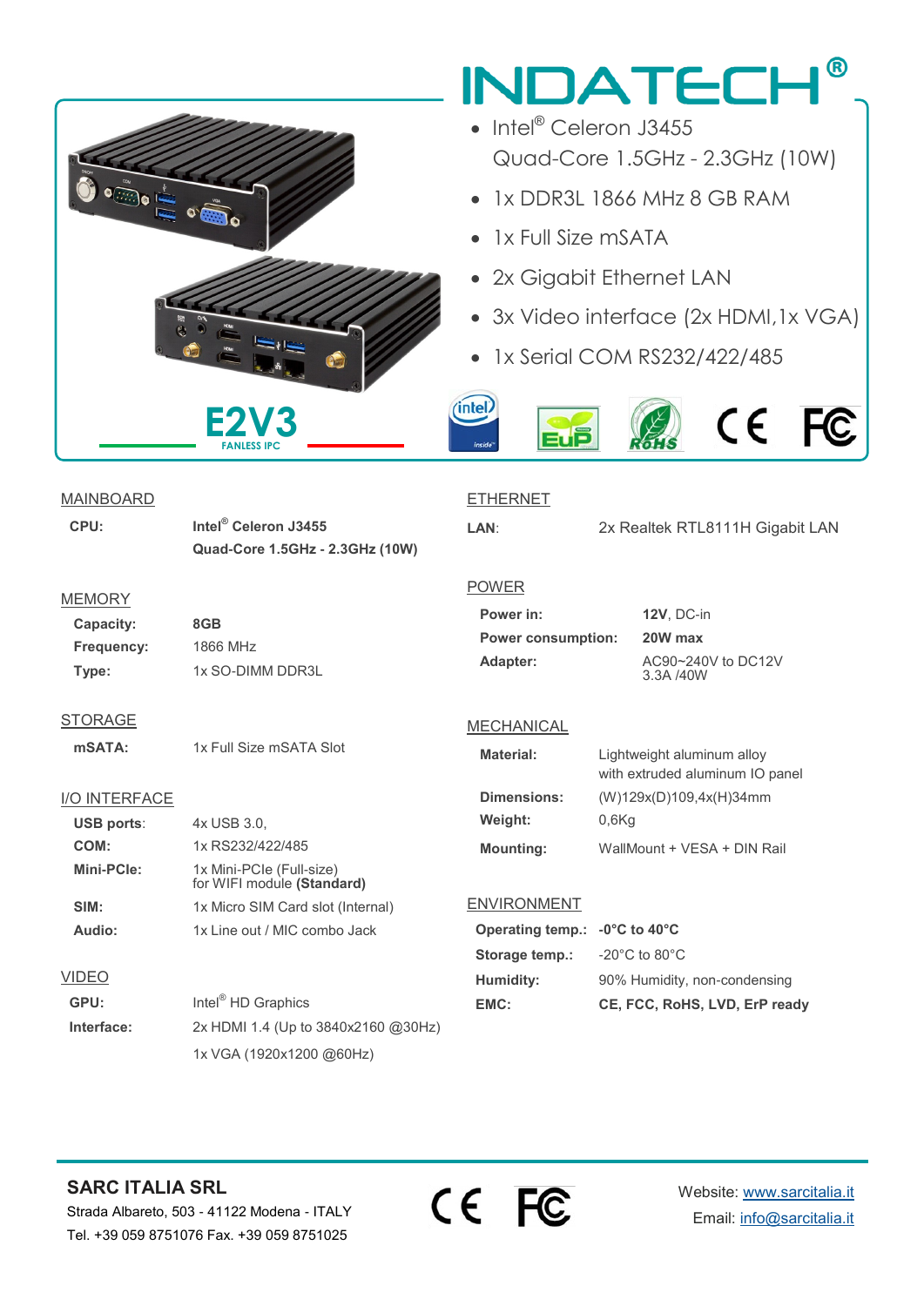# INDATECH®

- Intel® Celeron J3455
  Quad-Core 1.5GHz - 2.3GHz (10W)
- 1x DDR3L 1866 MHz 8 GB RAM
- 1x Full Size mSATA
- 2x Gigabit Ethernet LAN
- 3x Video interface (2x HDMI,1x VGA)
- 1x Serial COM RS232/422/485

## E2V3

FANLESS IPC

### MAINBOARD

| | |
|---|---|
| **CPU:** | **Intel® Celeron J3455 Quad-Core 1.5GHz - 2.3GHz (10W)** |

### MEMORY

| | |
|---|---|
| **Capacity:** | **8GB** |
| **Frequency:** | 1866 MHz |
| **Type:** | 1x SO-DIMM DDR3L |

### STORAGE

| | |
|---|---|
| **mSATA:** | 1x Full Size mSATA Slot |

### I/O INTERFACE

| | |
|---|---|
| **USB ports:** | 4x USB 3.0, |
| **COM:** | 1x RS232/422/485 |
| **Mini-PCIe:** | 1x Mini-PCIe (Full-size) for WIFI module **(Standard)** |
| **SIM:** | 1x Micro SIM Card slot (Internal) |
| **Audio:** | 1x Line out / MIC combo Jack |

### VIDEO

| | |
|---|---|
| **GPU:** | Intel® HD Graphics |
| **Interface:** | 2x HDMI 1.4 (Up to 3840x2160 @30Hz) |
| | 1x VGA (1920x1200 @60Hz) |

### ETHERNET

| | |
|---|---|
| **LAN:** | 2x Realtek RTL8111H Gigabit LAN |

### POWER

| | |
|---|---|
| **Power in:** | **12V**, DC-in |
| **Power consumption:** | **20W max** |
| **Adapter:** | AC90~240V to DC12V 3.3A /40W |

### MECHANICAL

| | |
|---|---|
| **Material:** | Lightweight aluminum alloy with extruded aluminum IO panel |
| **Dimensions:** | (W)129x(D)109,4x(H)34mm |
| **Weight:** | 0,6Kg |
| **Mounting:** | WallMount + VESA + DIN Rail |

### ENVIRONMENT

| | |
|---|---|
| **Operating temp.:** | **-0°C to 40°C** |
| **Storage temp.:** | -20°C to 80°C |
| **Humidity:** | 90% Humidity, non-condensing |
| **EMC:** | **CE, FCC, RoHS, LVD, ErP ready** |

---

**SARC ITALIA SRL**
Strada Albareto, 503 - 41122 Modena - ITALY
Tel. +39 059 8751076 Fax. +39 059 8751025

Website: www.sarcitalia.it
Email: info@sarcitalia.it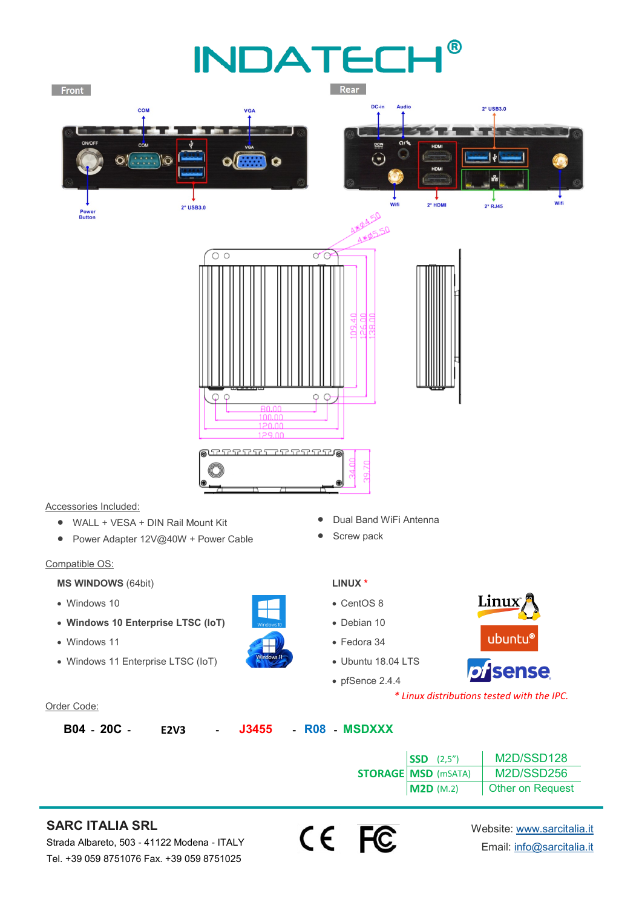# INDATECH®

**Front**

COM
VGA
ON/OFF
COM
VGA
2° USB3.0
Power Button

**Rear**

DC-in
Audio
2° USB3.0
HDMI
HDMI
Wifi
2° HDMI
2° RJ45
Wifi

4*ø4.50
4*ø5.50
109.40
126.00
138.00
80.00
100.00
120.00
129.00
34.00
39.70

<u>Accessories Included:</u>

- WALL + VESA + DIN Rail Mount Kit
- Power Adapter 12V@40W + Power Cable
- Dual Band WiFi Antenna
- Screw pack

<u>Compatible OS:</u>

**MS WINDOWS** (64bit)

- Windows 10
- **Windows 10 Enterprise LTSC (IoT)**
- Windows 11
- Windows 11 Enterprise LTSC (IoT)

**LINUX** *

- CentOS 8
- Debian 10
- Fedora 34
- Ubuntu 18.04 LTS
- pfSence 2.4.4

*\* Linux distributions tested with the IPC.*

<u>Order Code:</u>

**B04 - 20C - E2V3 - J3455 - R08 - MSDXXX**

| | | |
|---|---|---|
| **STORAGE** | **SSD** (2,5") | M2D/SSD128 |
| | **MSD** (mSATA) | M2D/SSD256 |
| | **M2D** (M.2) | Other on Request |

**SARC ITALIA SRL**
Strada Albareto, 503 - 41122 Modena - ITALY
Tel. +39 059 8751076 Fax. +39 059 8751025

Website: www.sarcitalia.it
Email: info@sarcitalia.it